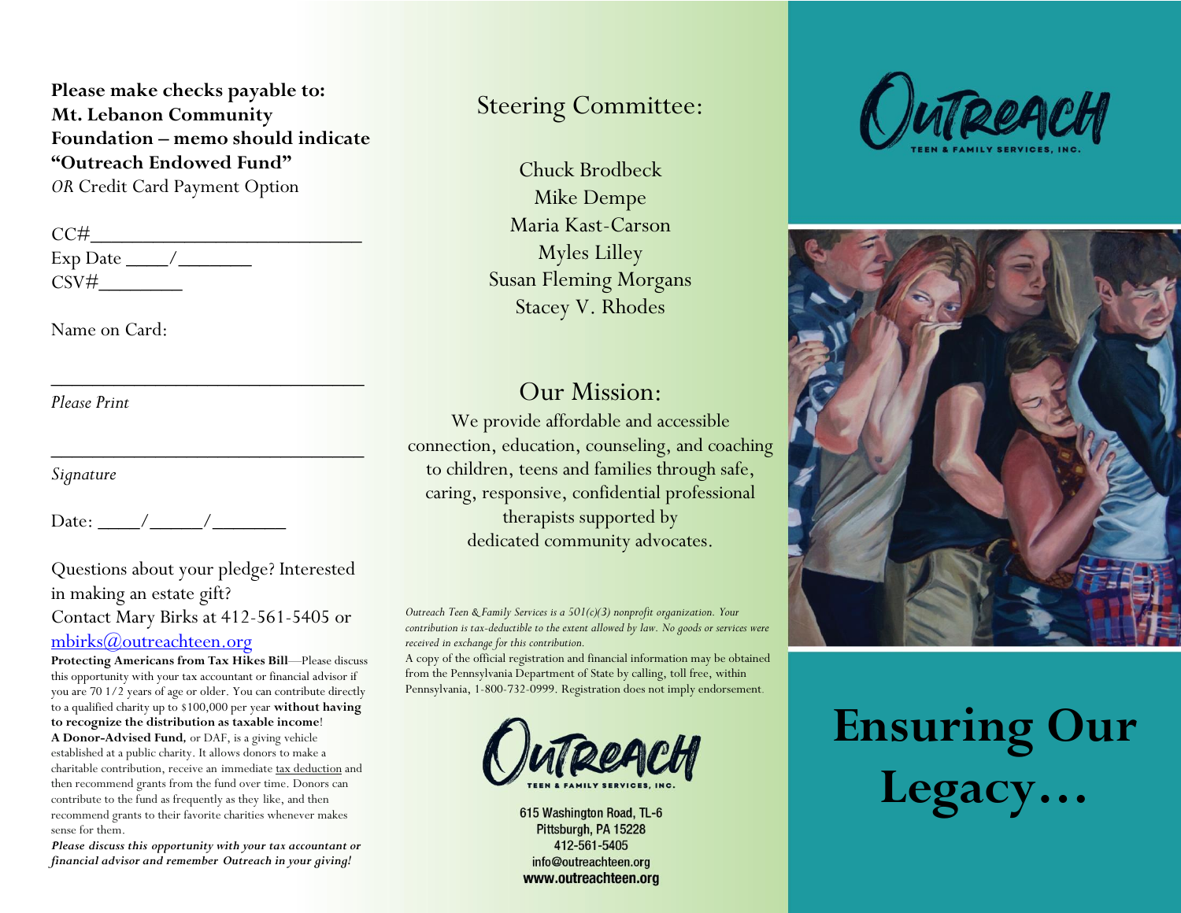**Please make checks payable to: Mt. Lebanon Community Foundation – memo should indicate "Outreach Endowed Fund"**
*OR* Credit Card Payment Option

CC#___________________________
Exp Date ____/_______
CSV#________

Name on Card:

________________________________
*Please Print*

________________________________
*Signature*

Date: ____/_____/_______

Questions about your pledge? Interested in making an estate gift?
Contact Mary Birks at 412-561-5405 or [mbirks@outreachteen.org](mailto:mbirks@outreachteen.org)

**Protecting Americans from Tax Hikes Bill**—Please discuss this opportunity with your tax accountant or financial advisor if you are 70 1/2 years of age or older. You can contribute directly to a qualified charity up to $100,000 per year **without having to recognize the distribution as taxable income**!

**A Donor-Advised Fund,** or DAF, is a giving vehicle established at a public charity. It allows donors to make a charitable contribution, receive an immediate tax deduction and then recommend grants from the fund over time. Donors can contribute to the fund as frequently as they like, and then recommend grants to their favorite charities whenever makes sense for them.

***Please discuss this opportunity with your tax accountant or financial advisor and remember Outreach in your giving!***

## Steering Committee:

Chuck Brodbeck
Mike Dempe
Maria Kast-Carson
Myles Lilley
Susan Fleming Morgans
Stacey V. Rhodes

## Our Mission:

We provide affordable and accessible connection, education, counseling, and coaching to children, teens and families through safe, caring, responsive, confidential professional therapists supported by dedicated community advocates.

*Outreach Teen & Family Services is a 501(c)(3) nonprofit organization. Your contribution is tax-deductible to the extent allowed by law. No goods or services were received in exchange for this contribution.*

A copy of the official registration and financial information may be obtained from the Pennsylvania Department of State by calling, toll free, within Pennsylvania, 1-800-732-0999. Registration does not imply endorsement.

OUTREACH TEEN & FAMILY SERVICES, INC.

615 Washington Road, TL-6
Pittsburgh, PA 15228
412-561-5405
info@outreachteen.org
**www.outreachteen.org**

OUTREACH TEEN & FAMILY SERVICES, INC.

# Ensuring Our Legacy…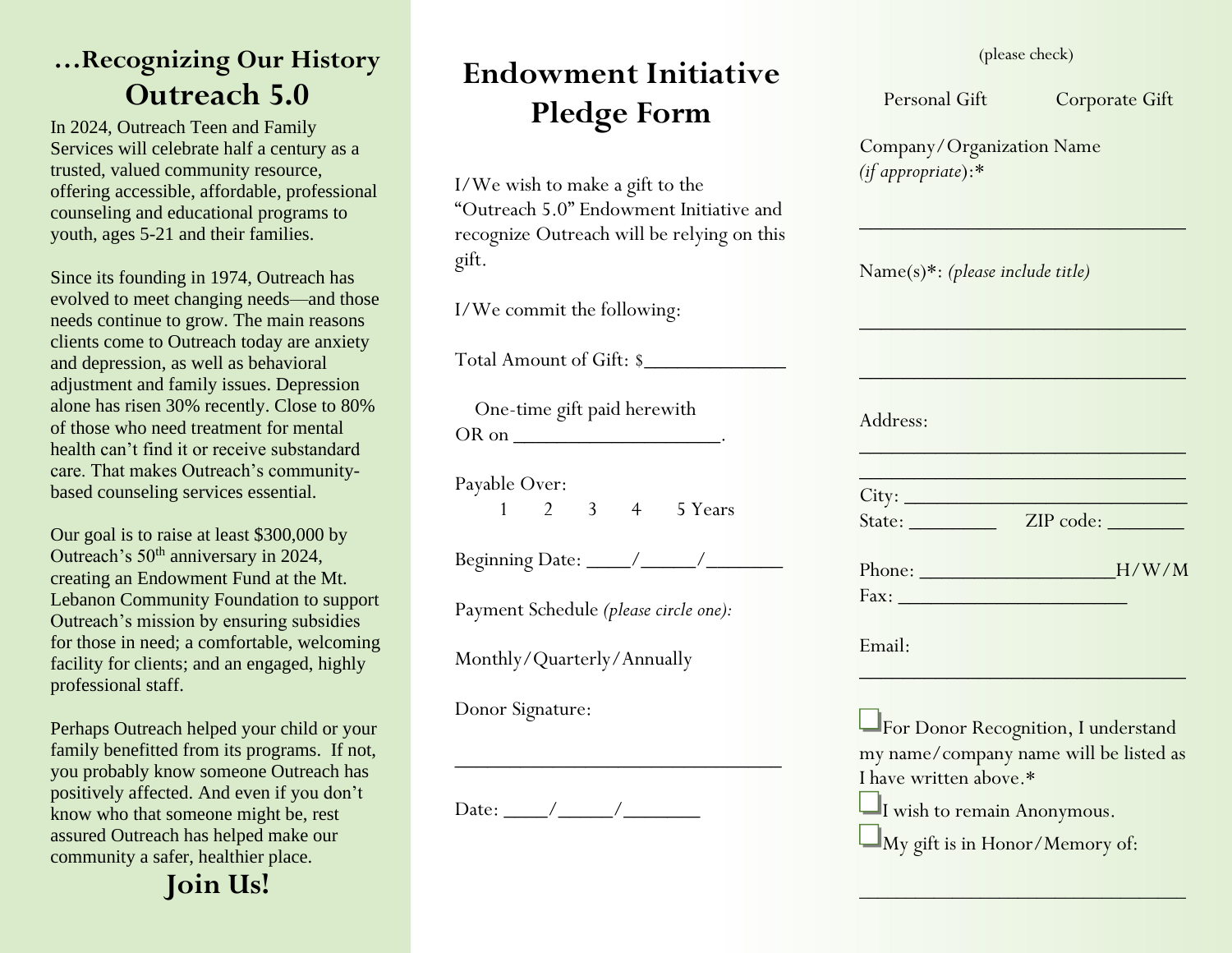## ...Recognizing Our History

# Outreach 5.0

In 2024, Outreach Teen and Family Services will celebrate half a century as a trusted, valued community resource, offering accessible, affordable, professional counseling and educational programs to youth, ages 5-21 and their families.

Since its founding in 1974, Outreach has evolved to meet changing needs—and those needs continue to grow. The main reasons clients come to Outreach today are anxiety and depression, as well as behavioral adjustment and family issues. Depression alone has risen 30% recently. Close to 80% of those who need treatment for mental health can't find it or receive substandard care. That makes Outreach's community-based counseling services essential.

Our goal is to raise at least $300,000 by Outreach's 50th anniversary in 2024, creating an Endowment Fund at the Mt. Lebanon Community Foundation to support Outreach's mission by ensuring subsidies for those in need; a comfortable, welcoming facility for clients; and an engaged, highly professional staff.

Perhaps Outreach helped your child or your family benefitted from its programs. If not, you probably know someone Outreach has positively affected. And even if you don't know who that someone might be, rest assured Outreach has helped make our community a safer, healthier place.

**Join Us!**

# Endowment Initiative Pledge Form

I/We wish to make a gift to the "Outreach 5.0" Endowment Initiative and recognize Outreach will be relying on this gift.

I/We commit the following:

Total Amount of Gift: $_____________

One-time gift paid herewith
OR on ___________________.

Payable Over:
1 2 3 4 5 Years

Beginning Date: ____/_____/_______

Payment Schedule *(please circle one):*

Monthly/Quarterly/Annually

Donor Signature:

______________________________

Date: ____/_____/_______

(please check)

Personal Gift Corporate Gift

Company/Organization Name *(if appropriate)*:*

______________________________

Name(s)*: *(please include title)*

______________________________

______________________________

Address:

______________________________

______________________________

City: __________________________

State: ________ ZIP code: _______

Phone: __________________H/W/M

Fax: _____________________

Email:

______________________________

☐ For Donor Recognition, I understand my name/company name will be listed as I have written above.*

☐ I wish to remain Anonymous.

☐ My gift is in Honor/Memory of:

______________________________